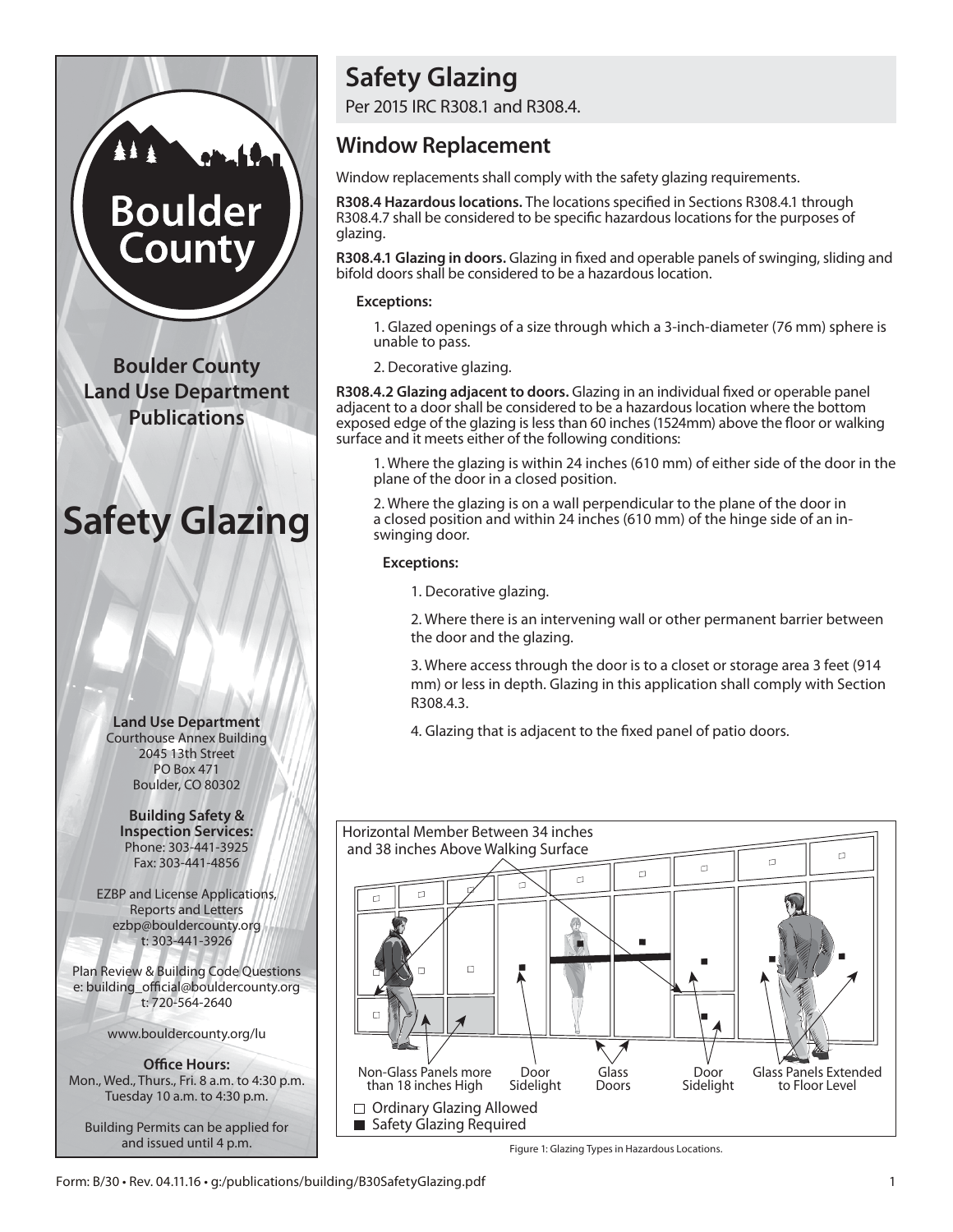# Safety Glazing

Per 2015 IRC R308.1 and R308.4.

## Window Replacement

Window replacements shall comply with the safety glazing requirements.

**R308.4 Hazardous locations.** The locations specified in Sections R308.4.1 through R308.4.7 shall be considered to be specific hazardous locations for the purposes of glazing.

**R308.4.1 Glazing in doors.** Glazing in fixed and operable panels of swinging, sliding and bifold doors shall be considered to be a hazardous location.

**Exceptions:**

1. Glazed openings of a size through which a 3-inch-diameter (76 mm) sphere is unable to pass.
2. Decorative glazing.

**R308.4.2 Glazing adjacent to doors.** Glazing in an individual fixed or operable panel adjacent to a door shall be considered to be a hazardous location where the bottom exposed edge of the glazing is less than 60 inches (1524mm) above the floor or walking surface and it meets either of the following conditions:

1. Where the glazing is within 24 inches (610 mm) of either side of the door in the plane of the door in a closed position.
2. Where the glazing is on a wall perpendicular to the plane of the door in a closed position and within 24 inches (610 mm) of the hinge side of an in-swinging door.

**Exceptions:**

1. Decorative glazing.
2. Where there is an intervening wall or other permanent barrier between the door and the glazing.
3. Where access through the door is to a closet or storage area 3 feet (914 mm) or less in depth. Glazing in this application shall comply with Section R308.4.3.
4. Glazing that is adjacent to the fixed panel of patio doors.

Horizontal Member Between 34 inches and 38 inches Above Walking Surface

Non-Glass Panels more than 18 inches High | Door Sidelight | Glass Doors | Door Sidelight | Glass Panels Extended to Floor Level

□ Ordinary Glazing Allowed
■ Safety Glazing Required

Figure 1: Glazing Types in Hazardous Locations.

**Boulder County Land Use Department Publications**

**Safety Glazing**

**Land Use Department**
Courthouse Annex Building
2045 13th Street
PO Box 471
Boulder, CO 80302

**Building Safety & Inspection Services:**
Phone: 303-441-3925
Fax: 303-441-4856

EZBP and License Applications, Reports and Letters
ezbp@bouldercounty.org
t: 303-441-3926

Plan Review & Building Code Questions
e: building_official@bouldercounty.org
t: 720-564-2640

www.bouldercounty.org/lu

**Office Hours:**
Mon., Wed., Thurs., Fri. 8 a.m. to 4:30 p.m.
Tuesday 10 a.m. to 4:30 p.m.

Building Permits can be applied for and issued until 4 p.m.

Form: B/30 • Rev. 04.11.16 • g:/publications/building/B30SafetyGlazing.pdf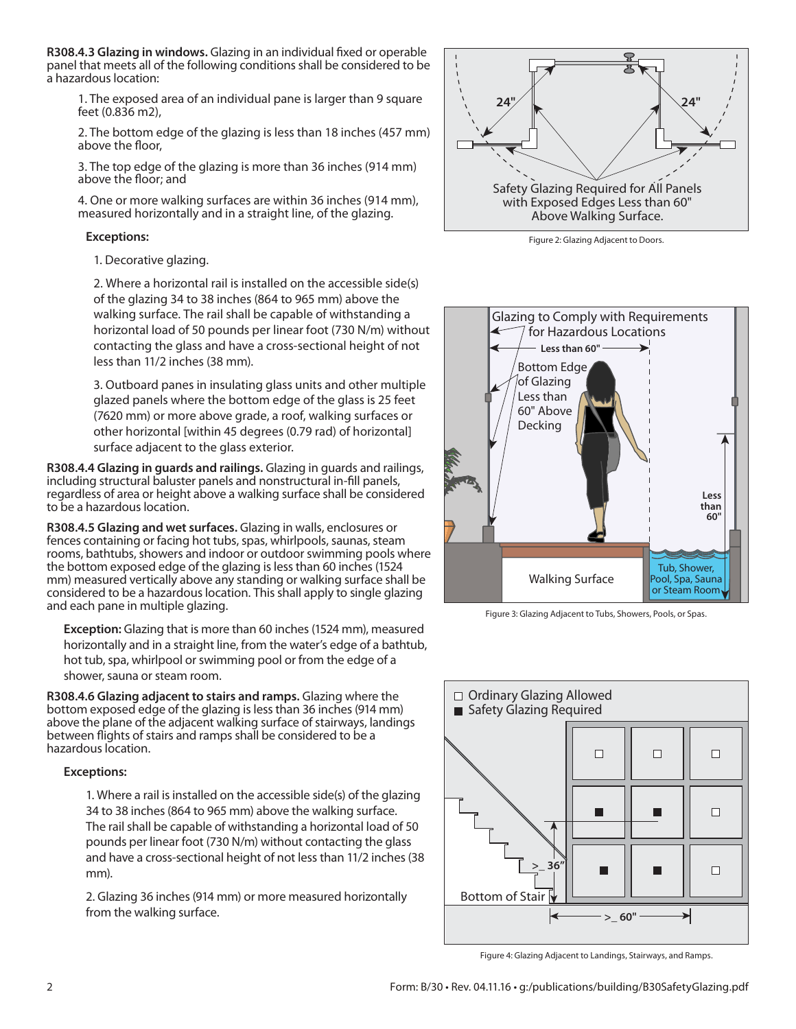**R308.4.3 Glazing in windows.** Glazing in an individual fixed or operable panel that meets all of the following conditions shall be considered to be a hazardous location:

1. The exposed area of an individual pane is larger than 9 square feet (0.836 m2),

2. The bottom edge of the glazing is less than 18 inches (457 mm) above the floor,

3. The top edge of the glazing is more than 36 inches (914 mm) above the floor; and

4. One or more walking surfaces are within 36 inches (914 mm), measured horizontally and in a straight line, of the glazing.

**Exceptions:**

1. Decorative glazing.

2. Where a horizontal rail is installed on the accessible side(s) of the glazing 34 to 38 inches (864 to 965 mm) above the walking surface. The rail shall be capable of withstanding a horizontal load of 50 pounds per linear foot (730 N/m) without contacting the glass and have a cross-sectional height of not less than 11/2 inches (38 mm).

3. Outboard panes in insulating glass units and other multiple glazed panels where the bottom edge of the glass is 25 feet (7620 mm) or more above grade, a roof, walking surfaces or other horizontal [within 45 degrees (0.79 rad) of horizontal] surface adjacent to the glass exterior.

**R308.4.4 Glazing in guards and railings.** Glazing in guards and railings, including structural baluster panels and nonstructural in-fill panels, regardless of area or height above a walking surface shall be considered to be a hazardous location.

**R308.4.5 Glazing and wet surfaces.** Glazing in walls, enclosures or fences containing or facing hot tubs, spas, whirlpools, saunas, steam rooms, bathtubs, showers and indoor or outdoor swimming pools where the bottom exposed edge of the glazing is less than 60 inches (1524 mm) measured vertically above any standing or walking surface shall be considered to be a hazardous location. This shall apply to single glazing and each pane in multiple glazing.

**Exception:** Glazing that is more than 60 inches (1524 mm), measured horizontally and in a straight line, from the water's edge of a bathtub, hot tub, spa, whirlpool or swimming pool or from the edge of a shower, sauna or steam room.

**R308.4.6 Glazing adjacent to stairs and ramps.** Glazing where the bottom exposed edge of the glazing is less than 36 inches (914 mm) above the plane of the adjacent walking surface of stairways, landings between flights of stairs and ramps shall be considered to be a hazardous location.

**Exceptions:**

1. Where a rail is installed on the accessible side(s) of the glazing 34 to 38 inches (864 to 965 mm) above the walking surface. The rail shall be capable of withstanding a horizontal load of 50 pounds per linear foot (730 N/m) without contacting the glass and have a cross-sectional height of not less than 11/2 inches (38 mm).

2. Glazing 36 inches (914 mm) or more measured horizontally from the walking surface.

24"
24"
Safety Glazing Required for All Panels with Exposed Edges Less than 60" Above Walking Surface.

Figure 2: Glazing Adjacent to Doors.

Glazing to Comply with Requirements for Hazardous Locations
Less than 60"
Bottom Edge of Glazing Less than 60" Above Decking
Less than 60"
Walking Surface
Tub, Shower, Pool, Spa, Sauna or Steam Room

Figure 3: Glazing Adjacent to Tubs, Showers, Pools, or Spas.

□ Ordinary Glazing Allowed
■ Safety Glazing Required
>_ 36"
Bottom of Stair
>_ 60"

Figure 4: Glazing Adjacent to Landings, Stairways, and Ramps.

Form: B/30 • Rev. 04.11.16 • g:/publications/building/B30SafetyGlazing.pdf